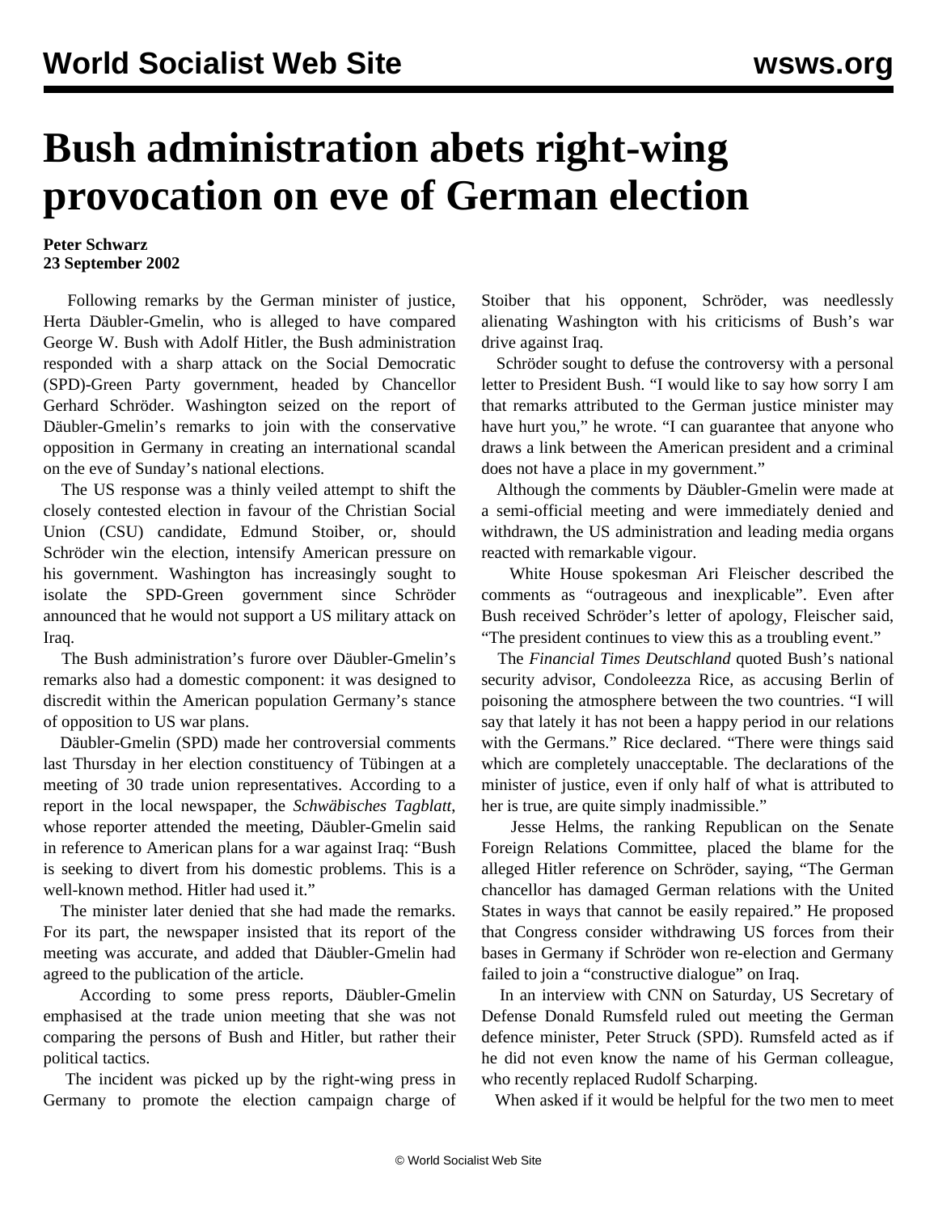# Bush administration abets right-wing provocation on eve of German election

**Peter Schwarz**
**23 September 2002**

Following remarks by the German minister of justice, Herta Däubler-Gmelin, who is alleged to have compared George W. Bush with Adolf Hitler, the Bush administration responded with a sharp attack on the Social Democratic (SPD)-Green Party government, headed by Chancellor Gerhard Schröder. Washington seized on the report of Däubler-Gmelin's remarks to join with the conservative opposition in Germany in creating an international scandal on the eve of Sunday's national elections.

The US response was a thinly veiled attempt to shift the closely contested election in favour of the Christian Social Union (CSU) candidate, Edmund Stoiber, or, should Schröder win the election, intensify American pressure on his government. Washington has increasingly sought to isolate the SPD-Green government since Schröder announced that he would not support a US military attack on Iraq.

The Bush administration's furore over Däubler-Gmelin's remarks also had a domestic component: it was designed to discredit within the American population Germany's stance of opposition to US war plans.

Däubler-Gmelin (SPD) made her controversial comments last Thursday in her election constituency of Tübingen at a meeting of 30 trade union representatives. According to a report in the local newspaper, the *Schwäbisches Tagblatt*, whose reporter attended the meeting, Däubler-Gmelin said in reference to American plans for a war against Iraq: "Bush is seeking to divert from his domestic problems. This is a well-known method. Hitler had used it."

The minister later denied that she had made the remarks. For its part, the newspaper insisted that its report of the meeting was accurate, and added that Däubler-Gmelin had agreed to the publication of the article.

According to some press reports, Däubler-Gmelin emphasised at the trade union meeting that she was not comparing the persons of Bush and Hitler, but rather their political tactics.

The incident was picked up by the right-wing press in Germany to promote the election campaign charge of Stoiber that his opponent, Schröder, was needlessly alienating Washington with his criticisms of Bush's war drive against Iraq.

Schröder sought to defuse the controversy with a personal letter to President Bush. "I would like to say how sorry I am that remarks attributed to the German justice minister may have hurt you," he wrote. "I can guarantee that anyone who draws a link between the American president and a criminal does not have a place in my government."

Although the comments by Däubler-Gmelin were made at a semi-official meeting and were immediately denied and withdrawn, the US administration and leading media organs reacted with remarkable vigour.

White House spokesman Ari Fleischer described the comments as "outrageous and inexplicable". Even after Bush received Schröder's letter of apology, Fleischer said, "The president continues to view this as a troubling event."

The *Financial Times Deutschland* quoted Bush's national security advisor, Condoleezza Rice, as accusing Berlin of poisoning the atmosphere between the two countries. "I will say that lately it has not been a happy period in our relations with the Germans." Rice declared. "There were things said which are completely unacceptable. The declarations of the minister of justice, even if only half of what is attributed to her is true, are quite simply inadmissible."

Jesse Helms, the ranking Republican on the Senate Foreign Relations Committee, placed the blame for the alleged Hitler reference on Schröder, saying, "The German chancellor has damaged German relations with the United States in ways that cannot be easily repaired." He proposed that Congress consider withdrawing US forces from their bases in Germany if Schröder won re-election and Germany failed to join a "constructive dialogue" on Iraq.

In an interview with CNN on Saturday, US Secretary of Defense Donald Rumsfeld ruled out meeting the German defence minister, Peter Struck (SPD). Rumsfeld acted as if he did not even know the name of his German colleague, who recently replaced Rudolf Scharping.

When asked if it would be helpful for the two men to meet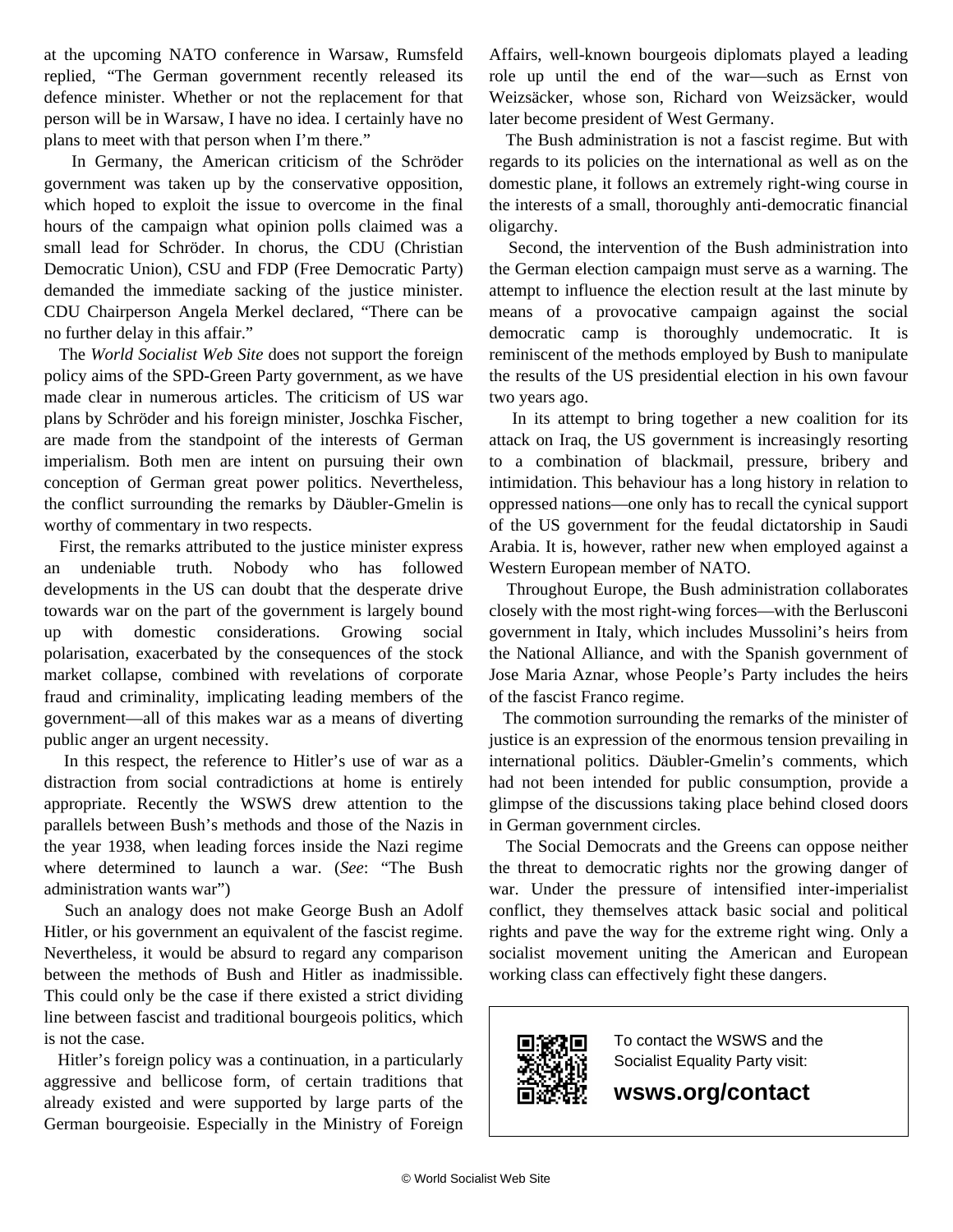at the upcoming NATO conference in Warsaw, Rumsfeld replied, "The German government recently released its defence minister. Whether or not the replacement for that person will be in Warsaw, I have no idea. I certainly have no plans to meet with that person when I'm there."

In Germany, the American criticism of the Schröder government was taken up by the conservative opposition, which hoped to exploit the issue to overcome in the final hours of the campaign what opinion polls claimed was a small lead for Schröder. In chorus, the CDU (Christian Democratic Union), CSU and FDP (Free Democratic Party) demanded the immediate sacking of the justice minister. CDU Chairperson Angela Merkel declared, "There can be no further delay in this affair."

The *World Socialist Web Site* does not support the foreign policy aims of the SPD-Green Party government, as we have made clear in numerous articles. The criticism of US war plans by Schröder and his foreign minister, Joschka Fischer, are made from the standpoint of the interests of German imperialism. Both men are intent on pursuing their own conception of German great power politics. Nevertheless, the conflict surrounding the remarks by Däubler-Gmelin is worthy of commentary in two respects.

First, the remarks attributed to the justice minister express an undeniable truth. Nobody who has followed developments in the US can doubt that the desperate drive towards war on the part of the government is largely bound up with domestic considerations. Growing social polarisation, exacerbated by the consequences of the stock market collapse, combined with revelations of corporate fraud and criminality, implicating leading members of the government—all of this makes war as a means of diverting public anger an urgent necessity.

In this respect, the reference to Hitler's use of war as a distraction from social contradictions at home is entirely appropriate. Recently the WSWS drew attention to the parallels between Bush's methods and those of the Nazis in the year 1938, when leading forces inside the Nazi regime where determined to launch a war. (*See*: "The Bush administration wants war")

Such an analogy does not make George Bush an Adolf Hitler, or his government an equivalent of the fascist regime. Nevertheless, it would be absurd to regard any comparison between the methods of Bush and Hitler as inadmissible. This could only be the case if there existed a strict dividing line between fascist and traditional bourgeois politics, which is not the case.

Hitler's foreign policy was a continuation, in a particularly aggressive and bellicose form, of certain traditions that already existed and were supported by large parts of the German bourgeoisie. Especially in the Ministry of Foreign Affairs, well-known bourgeois diplomats played a leading role up until the end of the war—such as Ernst von Weizsäcker, whose son, Richard von Weizsäcker, would later become president of West Germany.

The Bush administration is not a fascist regime. But with regards to its policies on the international as well as on the domestic plane, it follows an extremely right-wing course in the interests of a small, thoroughly anti-democratic financial oligarchy.

Second, the intervention of the Bush administration into the German election campaign must serve as a warning. The attempt to influence the election result at the last minute by means of a provocative campaign against the social democratic camp is thoroughly undemocratic. It is reminiscent of the methods employed by Bush to manipulate the results of the US presidential election in his own favour two years ago.

In its attempt to bring together a new coalition for its attack on Iraq, the US government is increasingly resorting to a combination of blackmail, pressure, bribery and intimidation. This behaviour has a long history in relation to oppressed nations—one only has to recall the cynical support of the US government for the feudal dictatorship in Saudi Arabia. It is, however, rather new when employed against a Western European member of NATO.

Throughout Europe, the Bush administration collaborates closely with the most right-wing forces—with the Berlusconi government in Italy, which includes Mussolini's heirs from the National Alliance, and with the Spanish government of Jose Maria Aznar, whose People's Party includes the heirs of the fascist Franco regime.

The commotion surrounding the remarks of the minister of justice is an expression of the enormous tension prevailing in international politics. Däubler-Gmelin's comments, which had not been intended for public consumption, provide a glimpse of the discussions taking place behind closed doors in German government circles.

The Social Democrats and the Greens can oppose neither the threat to democratic rights nor the growing danger of war. Under the pressure of intensified inter-imperialist conflict, they themselves attack basic social and political rights and pave the way for the extreme right wing. Only a socialist movement uniting the American and European working class can effectively fight these dangers.

To contact the WSWS and the Socialist Equality Party visit:

**wsws.org/contact**